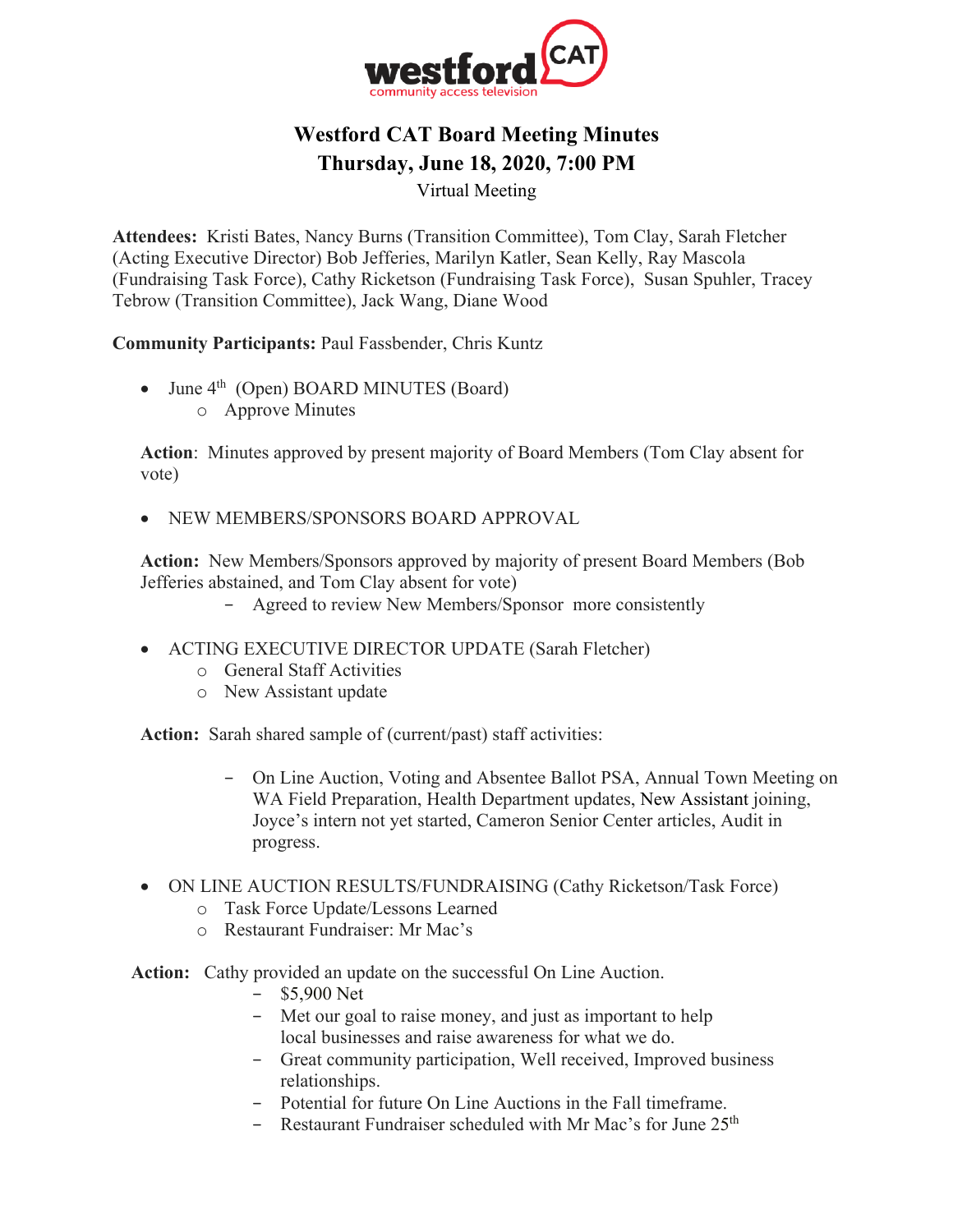westford CAT
community access television

# Westford CAT Board Meeting Minutes

## Thursday, June 18, 2020, 7:00 PM

Virtual Meeting

**Attendees:** Kristi Bates, Nancy Burns (Transition Committee), Tom Clay, Sarah Fletcher (Acting Executive Director) Bob Jefferies, Marilyn Katler, Sean Kelly, Ray Mascola (Fundraising Task Force), Cathy Ricketson (Fundraising Task Force), Susan Spuhler, Tracey Tebrow (Transition Committee), Jack Wang, Diane Wood

**Community Participants:** Paul Fassbender, Chris Kuntz

- June 4th (Open) BOARD MINUTES (Board)
  - Approve Minutes

**Action**: Minutes approved by present majority of Board Members (Tom Clay absent for vote)

- NEW MEMBERS/SPONSORS BOARD APPROVAL

**Action:** New Members/Sponsors approved by majority of present Board Members (Bob Jefferies abstained, and Tom Clay absent for vote)

- Agreed to review New Members/Sponsor more consistently

- ACTING EXECUTIVE DIRECTOR UPDATE (Sarah Fletcher)
  - General Staff Activities
  - New Assistant update

**Action:** Sarah shared sample of (current/past) staff activities:

- On Line Auction, Voting and Absentee Ballot PSA, Annual Town Meeting on WA Field Preparation, Health Department updates, New Assistant joining, Joyce's intern not yet started, Cameron Senior Center articles, Audit in progress.

- ON LINE AUCTION RESULTS/FUNDRAISING (Cathy Ricketson/Task Force)
  - Task Force Update/Lessons Learned
  - Restaurant Fundraiser: Mr Mac's

**Action:** Cathy provided an update on the successful On Line Auction.

- $5,900 Net
- Met our goal to raise money, and just as important to help local businesses and raise awareness for what we do.
- Great community participation, Well received, Improved business relationships.
- Potential for future On Line Auctions in the Fall timeframe.
- Restaurant Fundraiser scheduled with Mr Mac's for June 25th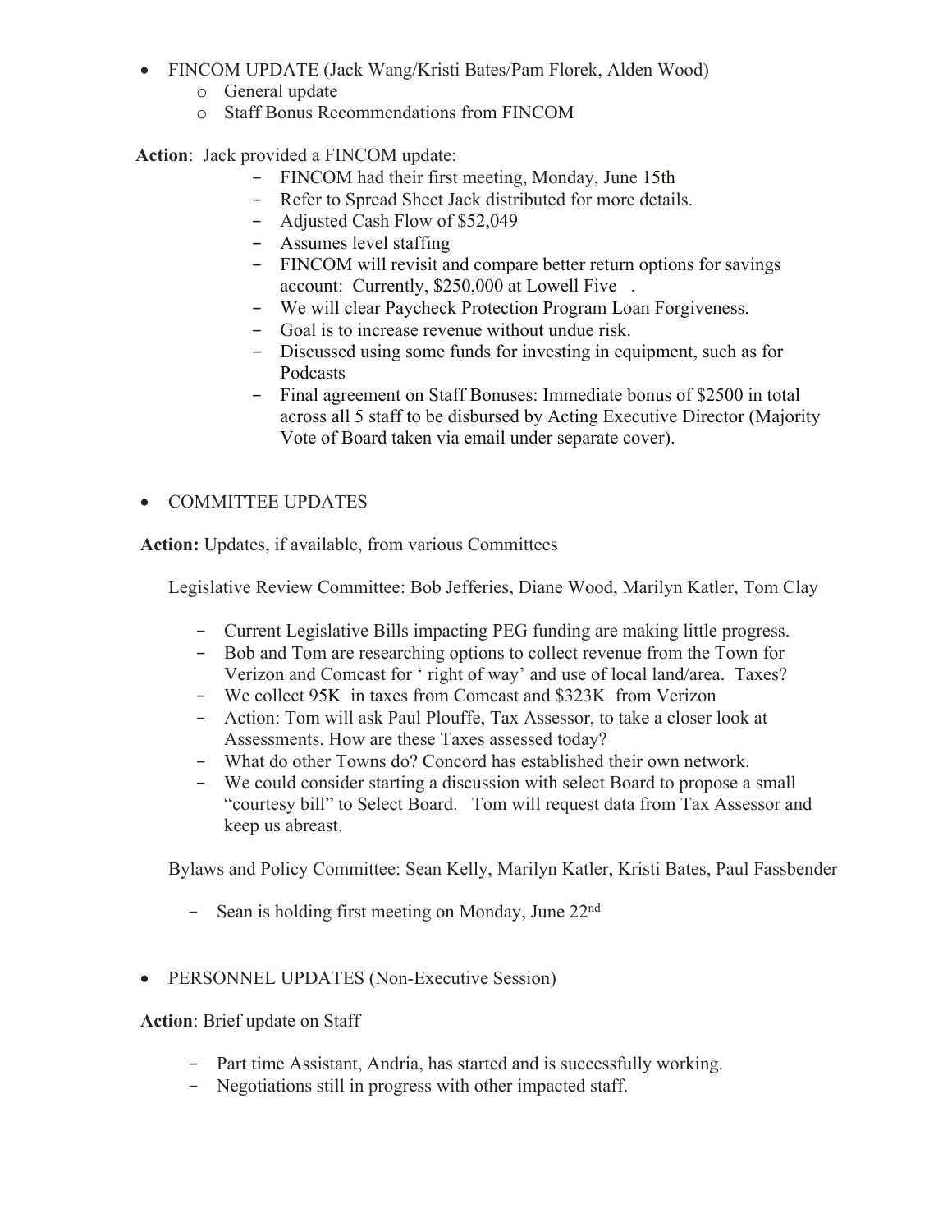- FINCOM UPDATE (Jack Wang/Kristi Bates/Pam Florek, Alden Wood)
  - General update
  - Staff Bonus Recommendations from FINCOM

**Action**: Jack provided a FINCOM update:

- FINCOM had their first meeting, Monday, June 15th
- Refer to Spread Sheet Jack distributed for more details.
- Adjusted Cash Flow of $52,049
- Assumes level staffing
- FINCOM will revisit and compare better return options for savings account: Currently, $250,000 at Lowell Five .
- We will clear Paycheck Protection Program Loan Forgiveness.
- Goal is to increase revenue without undue risk.
- Discussed using some funds for investing in equipment, such as for Podcasts
- Final agreement on Staff Bonuses: Immediate bonus of $2500 in total across all 5 staff to be disbursed by Acting Executive Director (Majority Vote of Board taken via email under separate cover).

- COMMITTEE UPDATES

**Action:** Updates, if available, from various Committees

Legislative Review Committee: Bob Jefferies, Diane Wood, Marilyn Katler, Tom Clay

- Current Legislative Bills impacting PEG funding are making little progress.
- Bob and Tom are researching options to collect revenue from the Town for Verizon and Comcast for ' right of way' and use of local land/area. Taxes?
- We collect 95K in taxes from Comcast and $323K from Verizon
- Action: Tom will ask Paul Plouffe, Tax Assessor, to take a closer look at Assessments. How are these Taxes assessed today?
- What do other Towns do? Concord has established their own network.
- We could consider starting a discussion with select Board to propose a small "courtesy bill" to Select Board. Tom will request data from Tax Assessor and keep us abreast.

Bylaws and Policy Committee: Sean Kelly, Marilyn Katler, Kristi Bates, Paul Fassbender

- Sean is holding first meeting on Monday, June 22nd

- PERSONNEL UPDATES (Non-Executive Session)

**Action**: Brief update on Staff

- Part time Assistant, Andria, has started and is successfully working.
- Negotiations still in progress with other impacted staff.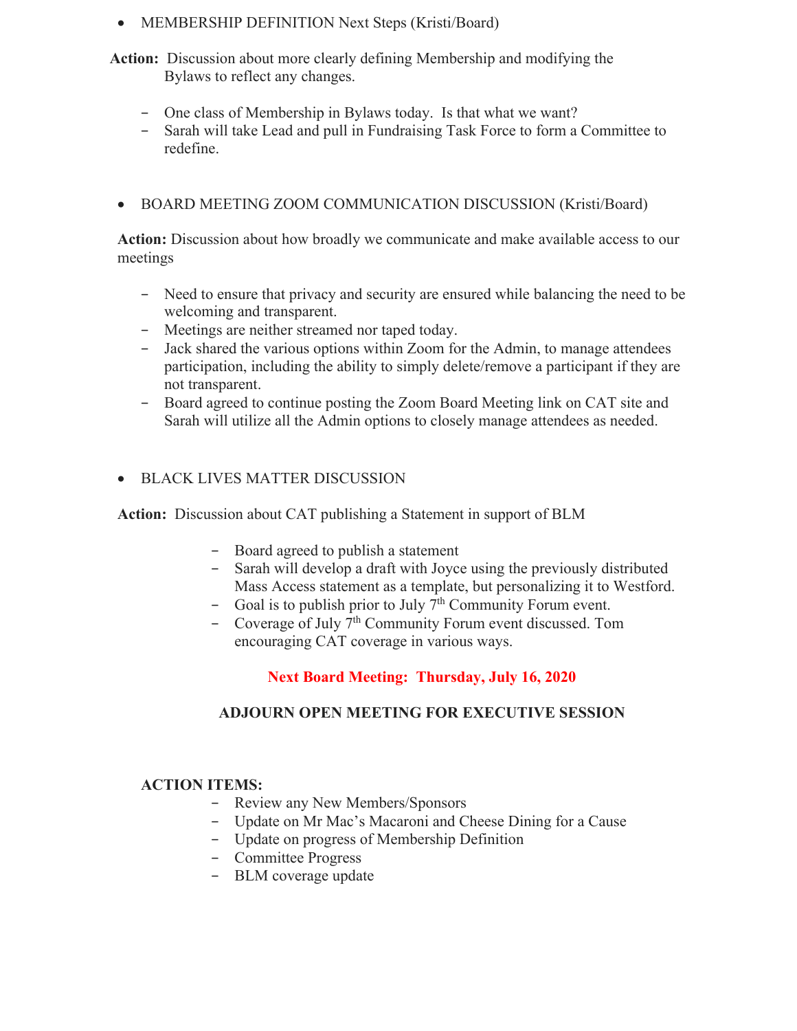- MEMBERSHIP DEFINITION Next Steps (Kristi/Board)

**Action:** Discussion about more clearly defining Membership and modifying the Bylaws to reflect any changes.

- One class of Membership in Bylaws today. Is that what we want?
- Sarah will take Lead and pull in Fundraising Task Force to form a Committee to redefine.

- BOARD MEETING ZOOM COMMUNICATION DISCUSSION (Kristi/Board)

**Action:** Discussion about how broadly we communicate and make available access to our meetings

- Need to ensure that privacy and security are ensured while balancing the need to be welcoming and transparent.
- Meetings are neither streamed nor taped today.
- Jack shared the various options within Zoom for the Admin, to manage attendees participation, including the ability to simply delete/remove a participant if they are not transparent.
- Board agreed to continue posting the Zoom Board Meeting link on CAT site and Sarah will utilize all the Admin options to closely manage attendees as needed.

- BLACK LIVES MATTER DISCUSSION

**Action:** Discussion about CAT publishing a Statement in support of BLM

- Board agreed to publish a statement
- Sarah will develop a draft with Joyce using the previously distributed Mass Access statement as a template, but personalizing it to Westford.
- Goal is to publish prior to July 7th Community Forum event.
- Coverage of July 7th Community Forum event discussed. Tom encouraging CAT coverage in various ways.

**Next Board Meeting: Thursday, July 16, 2020**

**ADJOURN OPEN MEETING FOR EXECUTIVE SESSION**

**ACTION ITEMS:**

- Review any New Members/Sponsors
- Update on Mr Mac's Macaroni and Cheese Dining for a Cause
- Update on progress of Membership Definition
- Committee Progress
- BLM coverage update